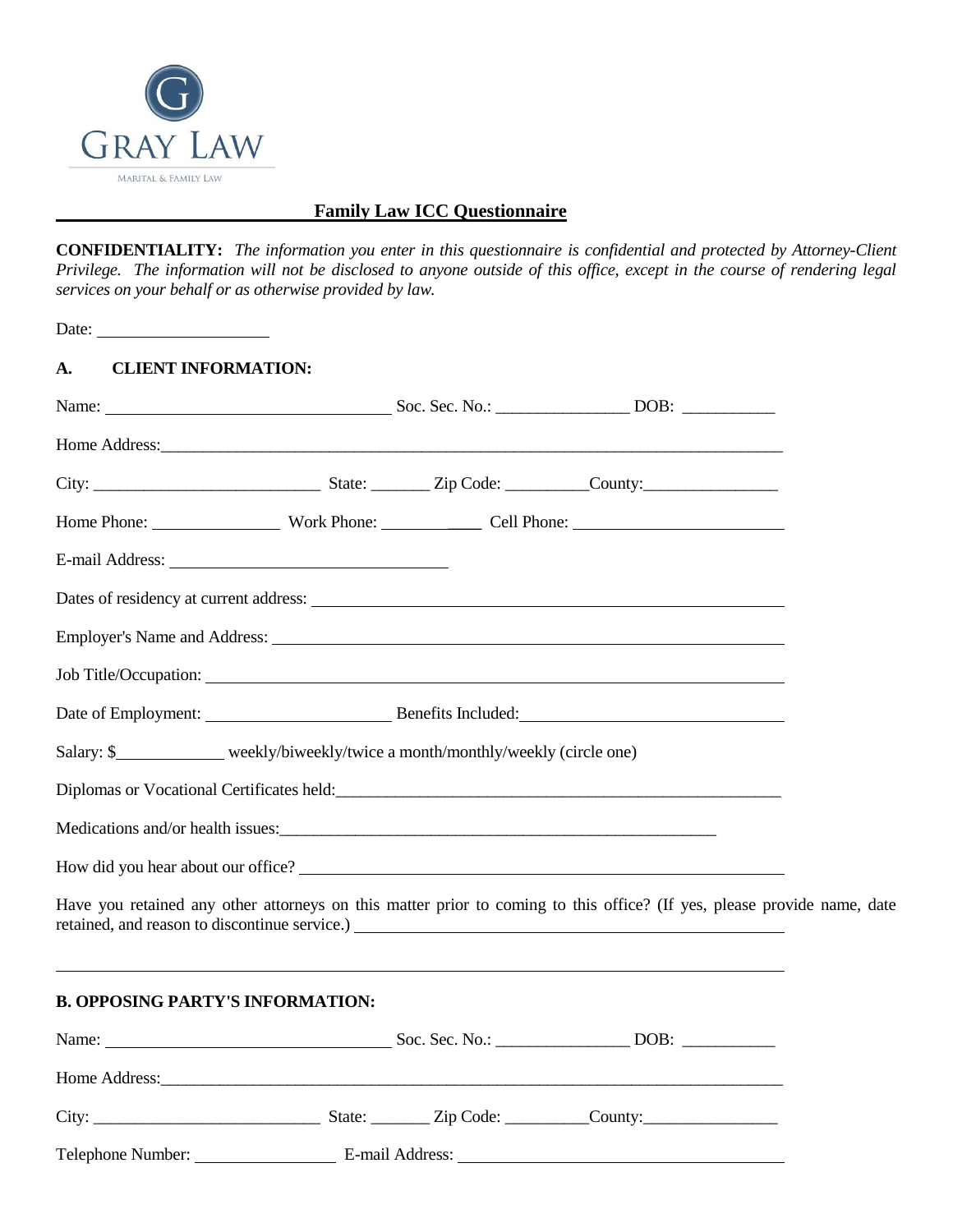GRAY LAW

MARITAL & FAMILY LAW

## Family Law ICC Questionnaire

**CONFIDENTIALITY:** *The information you enter in this questionnaire is confidential and protected by Attorney-Client Privilege. The information will not be disclosed to anyone outside of this office, except in the course of rendering legal services on your behalf or as otherwise provided by law.*

Date: ____________________

### A. CLIENT INFORMATION:

Name: ________________________________ Soc. Sec. No.: _______________ DOB: ___________

Home Address: ______________________________________________________________________________

City: ___________________________ State: _______ Zip Code: _________County: ________________

Home Phone: _______________ Work Phone: ______________ Cell Phone: ________________________

E-mail Address: ________________________________

Dates of residency at current address: ______________________________________________________

Employer's Name and Address: _______________________________________________________________

Job Title/Occupation: _____________________________________________________________________

Date of Employment: _____________________ Benefits Included: ______________________________

Salary: $____________ weekly/biweekly/twice a month/monthly/weekly (circle one)

Diplomas or Vocational Certificates held: ____________________________________________________

Medications and/or health issues: ________________________________________________________

How did you hear about our office? _________________________________________________________

Have you retained any other attorneys on this matter prior to coming to this office? (If yes, please provide name, date retained, and reason to discontinue service.) _____________________________________________________

_____________________________________________________________________________________________

### B. OPPOSING PARTY'S INFORMATION:

Name: ________________________________ Soc. Sec. No.: _______________ DOB: ___________

Home Address: ______________________________________________________________________________

City: ___________________________ State: _______ Zip Code: _________County: ________________

Telephone Number: ________________ E-mail Address: ______________________________________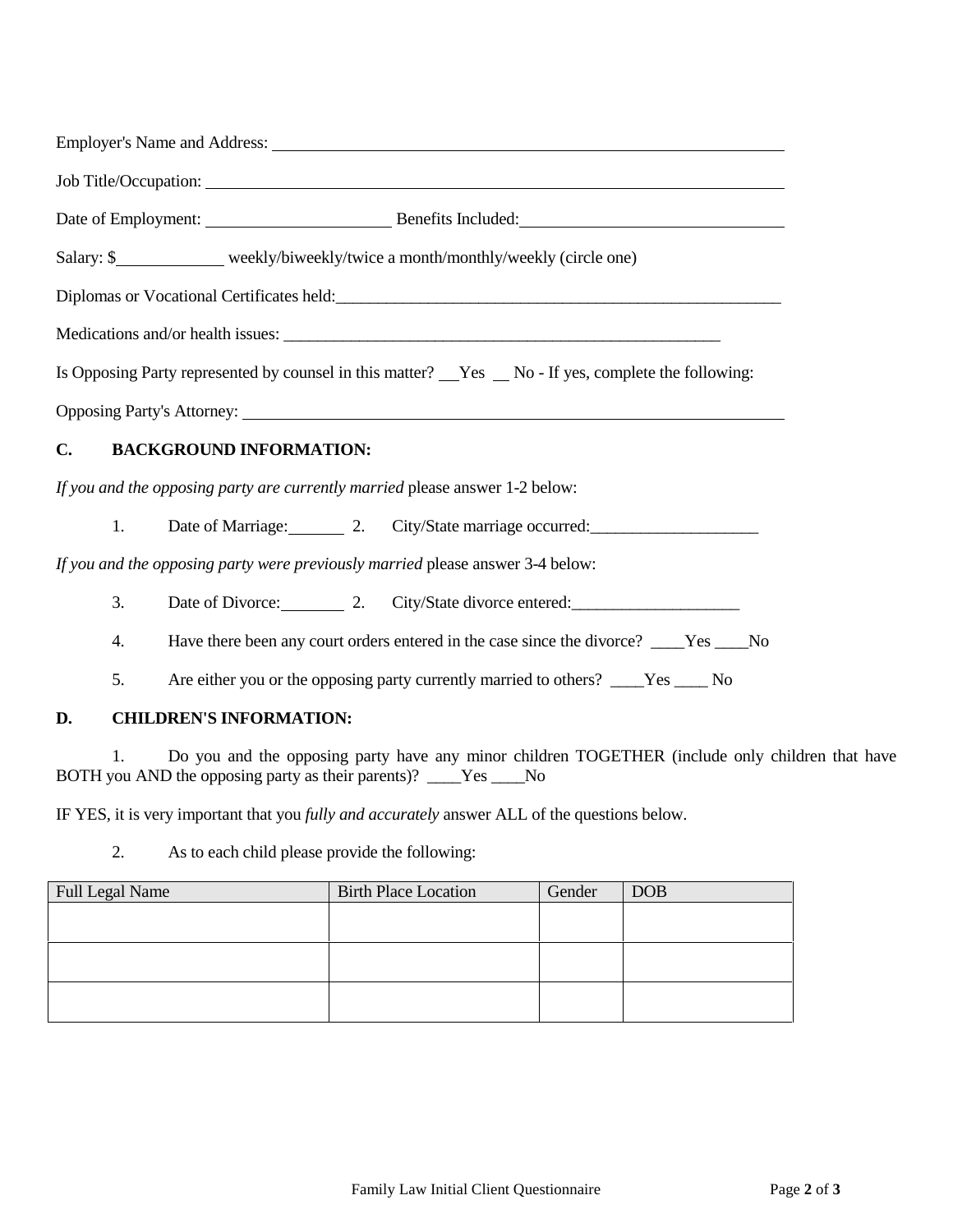Employer's Name and Address: ______________________________________________________________

Job Title/Occupation: ______________________________________________________________

Date of Employment: ______________________ Benefits Included: ______________________________

Salary: $_____________ weekly/biweekly/twice a month/monthly/weekly (circle one)

Diplomas or Vocational Certificates held: _______________________________________________________

Medications and/or health issues: _______________________________________________________

Is Opposing Party represented by counsel in this matter? __Yes __ No - If yes, complete the following:

Opposing Party's Attorney: ______________________________________________________________

## C. BACKGROUND INFORMATION:

*If you and the opposing party are currently married* please answer 1-2 below:

1. Date of Marriage: _______ 2. City/State marriage occurred: ____________________

*If you and the opposing party were previously married* please answer 3-4 below:

3. Date of Divorce: ________ 2. City/State divorce entered: ____________________

4. Have there been any court orders entered in the case since the divorce? ____Yes ____No

5. Are either you or the opposing party currently married to others? ____Yes ____ No

## D. CHILDREN'S INFORMATION:

1. Do you and the opposing party have any minor children TOGETHER (include only children that have BOTH you AND the opposing party as their parents)? ____Yes ____No

IF YES, it is very important that you *fully and accurately* answer ALL of the questions below.

2. As to each child please provide the following:

| Full Legal Name | Birth Place Location | Gender | DOB |
|---|---|---|---|
| | | | |
| | | | |
| | | | |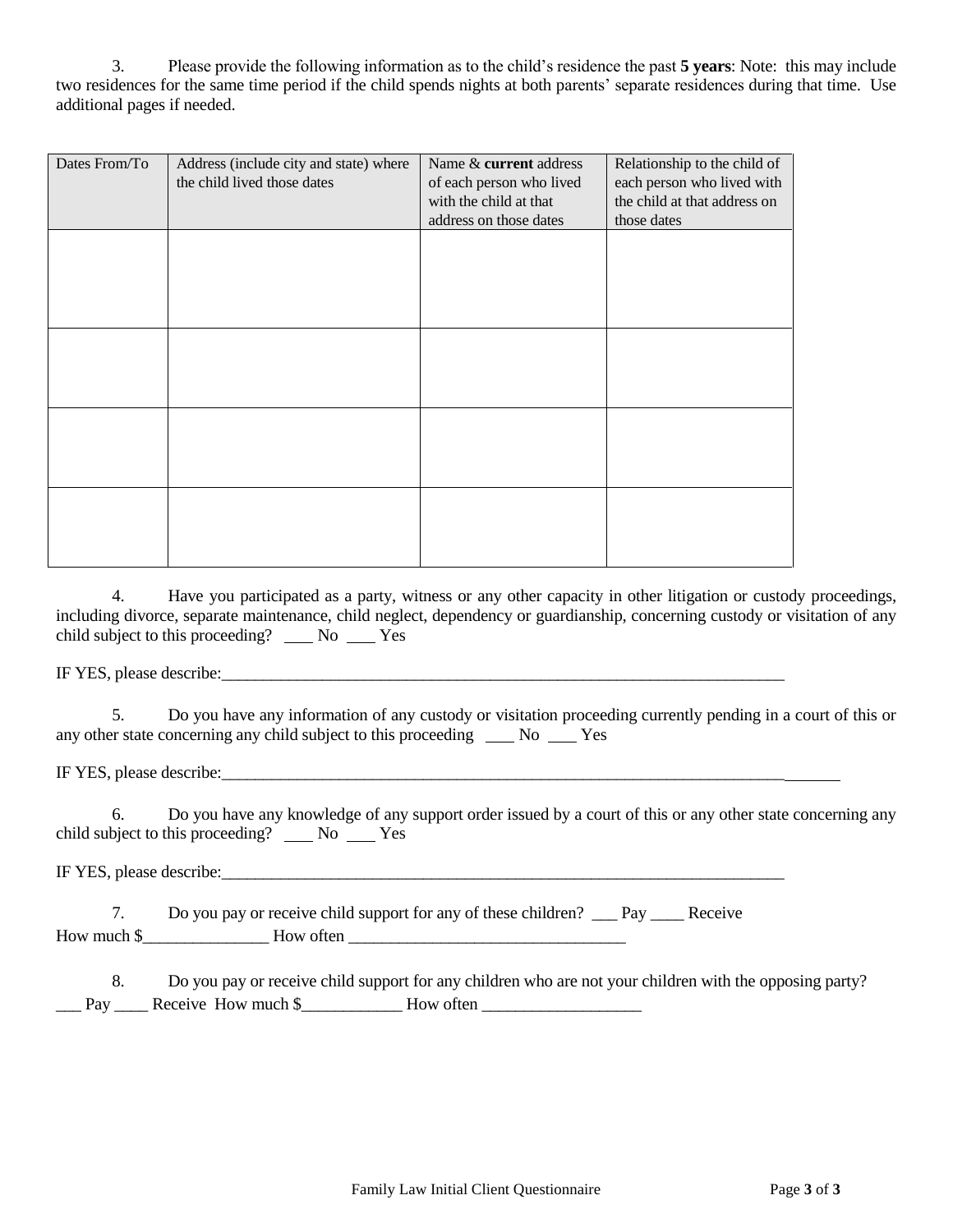3. Please provide the following information as to the child's residence the past **5 years**: Note: this may include two residences for the same time period if the child spends nights at both parents' separate residences during that time. Use additional pages if needed.

| Dates From/To | Address (include city and state) where the child lived those dates | Name & **current** address of each person who lived with the child at that address on those dates | Relationship to the child of each person who lived with the child at that address on those dates |
|---|---|---|---|
| | | | |
| | | | |
| | | | |
| | | | |

4. Have you participated as a party, witness or any other capacity in other litigation or custody proceedings, including divorce, separate maintenance, child neglect, dependency or guardianship, concerning custody or visitation of any child subject to this proceeding? ___ No ___ Yes

IF YES, please describe:________________________________________________________________________

5. Do you have any information of any custody or visitation proceeding currently pending in a court of this or any other state concerning any child subject to this proceeding ___ No ___ Yes

IF YES, please describe:_______________________________________________________________________________

6. Do you have any knowledge of any support order issued by a court of this or any other state concerning any child subject to this proceeding? ___ No ___ Yes

IF YES, please describe:________________________________________________________________________

7. Do you pay or receive child support for any of these children? ___ Pay ____ Receive
How much $_______________ How often _________________________________

8. Do you pay or receive child support for any children who are not your children with the opposing party?
___ Pay ____ Receive How much $____________ How often ___________________